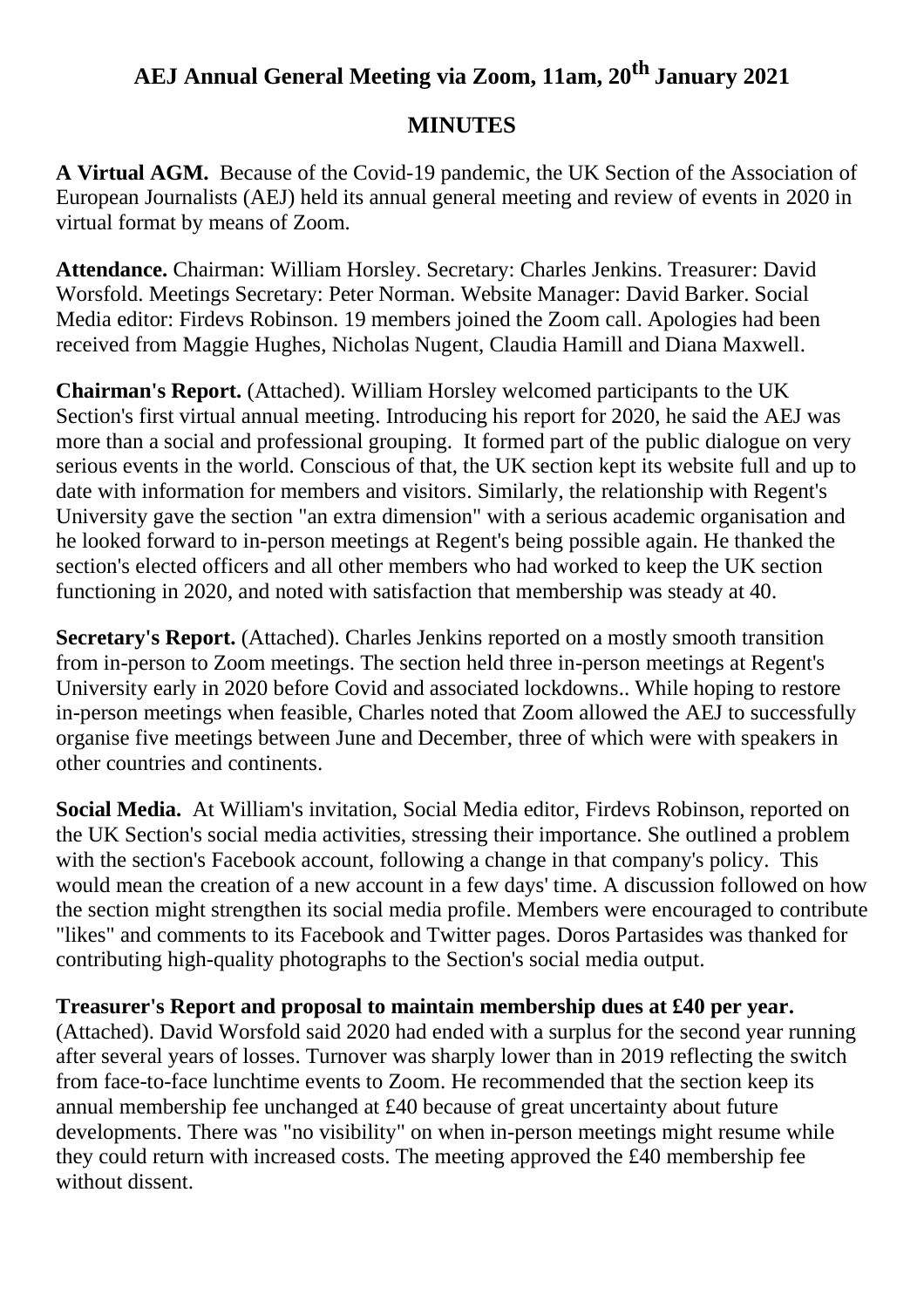# AEJ Annual General Meeting via Zoom, 11am, 20th January 2021

## MINUTES

**A Virtual AGM.** Because of the Covid-19 pandemic, the UK Section of the Association of European Journalists (AEJ) held its annual general meeting and review of events in 2020 in virtual format by means of Zoom.

**Attendance.** Chairman: William Horsley. Secretary: Charles Jenkins. Treasurer: David Worsfold. Meetings Secretary: Peter Norman. Website Manager: David Barker. Social Media editor: Firdevs Robinson. 19 members joined the Zoom call. Apologies had been received from Maggie Hughes, Nicholas Nugent, Claudia Hamill and Diana Maxwell.

**Chairman's Report.** (Attached). William Horsley welcomed participants to the UK Section's first virtual annual meeting. Introducing his report for 2020, he said the AEJ was more than a social and professional grouping. It formed part of the public dialogue on very serious events in the world. Conscious of that, the UK section kept its website full and up to date with information for members and visitors. Similarly, the relationship with Regent's University gave the section "an extra dimension" with a serious academic organisation and he looked forward to in-person meetings at Regent's being possible again. He thanked the section's elected officers and all other members who had worked to keep the UK section functioning in 2020, and noted with satisfaction that membership was steady at 40.

**Secretary's Report.** (Attached). Charles Jenkins reported on a mostly smooth transition from in-person to Zoom meetings. The section held three in-person meetings at Regent's University early in 2020 before Covid and associated lockdowns.. While hoping to restore in-person meetings when feasible, Charles noted that Zoom allowed the AEJ to successfully organise five meetings between June and December, three of which were with speakers in other countries and continents.

**Social Media.** At William's invitation, Social Media editor, Firdevs Robinson, reported on the UK Section's social media activities, stressing their importance. She outlined a problem with the section's Facebook account, following a change in that company's policy. This would mean the creation of a new account in a few days' time. A discussion followed on how the section might strengthen its social media profile. Members were encouraged to contribute "likes" and comments to its Facebook and Twitter pages. Doros Partasides was thanked for contributing high-quality photographs to the Section's social media output.

**Treasurer's Report and proposal to maintain membership dues at £40 per year.** (Attached). David Worsfold said 2020 had ended with a surplus for the second year running after several years of losses. Turnover was sharply lower than in 2019 reflecting the switch from face-to-face lunchtime events to Zoom. He recommended that the section keep its annual membership fee unchanged at £40 because of great uncertainty about future developments. There was "no visibility" on when in-person meetings might resume while they could return with increased costs. The meeting approved the £40 membership fee without dissent.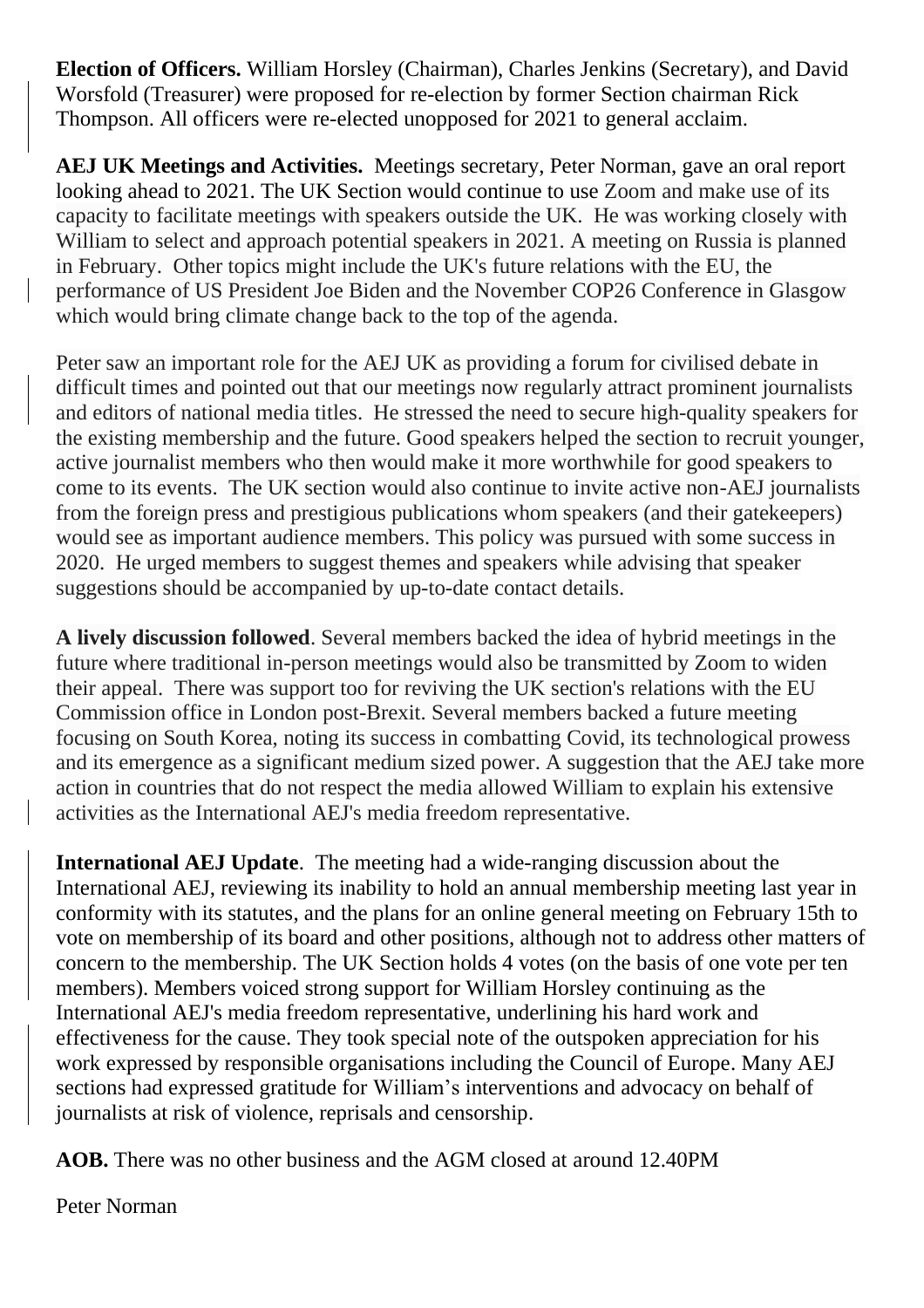**Election of Officers.** William Horsley (Chairman), Charles Jenkins (Secretary), and David Worsfold (Treasurer) were proposed for re-election by former Section chairman Rick Thompson. All officers were re-elected unopposed for 2021 to general acclaim.

**AEJ UK Meetings and Activities.** Meetings secretary, Peter Norman, gave an oral report looking ahead to 2021. The UK Section would continue to use Zoom and make use of its capacity to facilitate meetings with speakers outside the UK. He was working closely with William to select and approach potential speakers in 2021. A meeting on Russia is planned in February. Other topics might include the UK's future relations with the EU, the performance of US President Joe Biden and the November COP26 Conference in Glasgow which would bring climate change back to the top of the agenda.

Peter saw an important role for the AEJ UK as providing a forum for civilised debate in difficult times and pointed out that our meetings now regularly attract prominent journalists and editors of national media titles. He stressed the need to secure high-quality speakers for the existing membership and the future. Good speakers helped the section to recruit younger, active journalist members who then would make it more worthwhile for good speakers to come to its events. The UK section would also continue to invite active non-AEJ journalists from the foreign press and prestigious publications whom speakers (and their gatekeepers) would see as important audience members. This policy was pursued with some success in 2020. He urged members to suggest themes and speakers while advising that speaker suggestions should be accompanied by up-to-date contact details.

**A lively discussion followed**. Several members backed the idea of hybrid meetings in the future where traditional in-person meetings would also be transmitted by Zoom to widen their appeal. There was support too for reviving the UK section's relations with the EU Commission office in London post-Brexit. Several members backed a future meeting focusing on South Korea, noting its success in combatting Covid, its technological prowess and its emergence as a significant medium sized power. A suggestion that the AEJ take more action in countries that do not respect the media allowed William to explain his extensive activities as the International AEJ's media freedom representative.

**International AEJ Update**. The meeting had a wide-ranging discussion about the International AEJ, reviewing its inability to hold an annual membership meeting last year in conformity with its statutes, and the plans for an online general meeting on February 15th to vote on membership of its board and other positions, although not to address other matters of concern to the membership. The UK Section holds 4 votes (on the basis of one vote per ten members). Members voiced strong support for William Horsley continuing as the International AEJ's media freedom representative, underlining his hard work and effectiveness for the cause. They took special note of the outspoken appreciation for his work expressed by responsible organisations including the Council of Europe. Many AEJ sections had expressed gratitude for William's interventions and advocacy on behalf of journalists at risk of violence, reprisals and censorship.

**AOB.** There was no other business and the AGM closed at around 12.40PM

Peter Norman